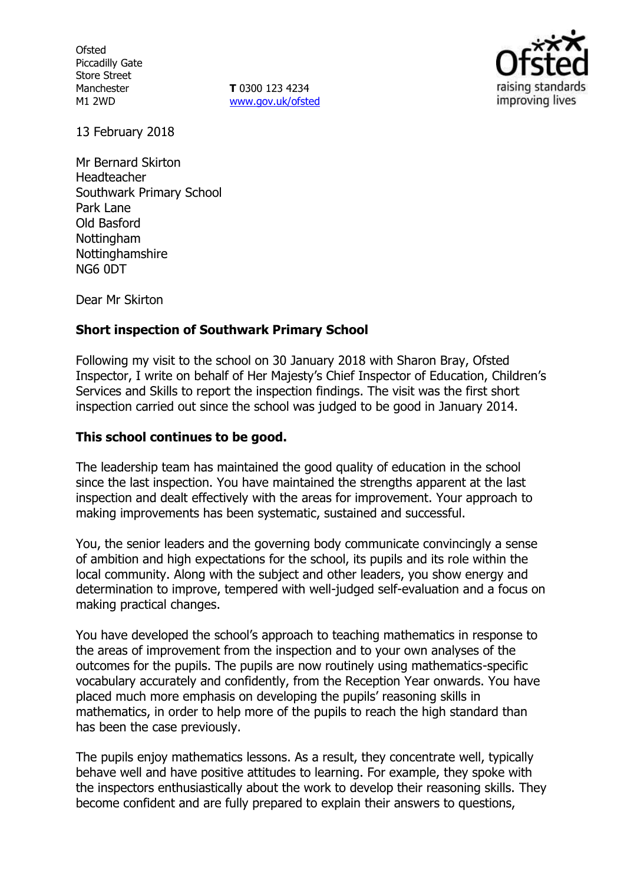Ofsted
Piccadilly Gate
Store Street
Manchester
M1 2WD

**T** 0300 123 4234
www.gov.uk/ofsted

13 February 2018

Mr Bernard Skirton
Headteacher
Southwark Primary School
Park Lane
Old Basford
Nottingham
Nottinghamshire
NG6 0DT

Dear Mr Skirton

**Short inspection of Southwark Primary School**

Following my visit to the school on 30 January 2018 with Sharon Bray, Ofsted Inspector, I write on behalf of Her Majesty's Chief Inspector of Education, Children's Services and Skills to report the inspection findings. The visit was the first short inspection carried out since the school was judged to be good in January 2014.

**This school continues to be good.**

The leadership team has maintained the good quality of education in the school since the last inspection. You have maintained the strengths apparent at the last inspection and dealt effectively with the areas for improvement. Your approach to making improvements has been systematic, sustained and successful.

You, the senior leaders and the governing body communicate convincingly a sense of ambition and high expectations for the school, its pupils and its role within the local community. Along with the subject and other leaders, you show energy and determination to improve, tempered with well-judged self-evaluation and a focus on making practical changes.

You have developed the school's approach to teaching mathematics in response to the areas of improvement from the inspection and to your own analyses of the outcomes for the pupils. The pupils are now routinely using mathematics-specific vocabulary accurately and confidently, from the Reception Year onwards. You have placed much more emphasis on developing the pupils' reasoning skills in mathematics, in order to help more of the pupils to reach the high standard than has been the case previously.

The pupils enjoy mathematics lessons. As a result, they concentrate well, typically behave well and have positive attitudes to learning. For example, they spoke with the inspectors enthusiastically about the work to develop their reasoning skills. They become confident and are fully prepared to explain their answers to questions,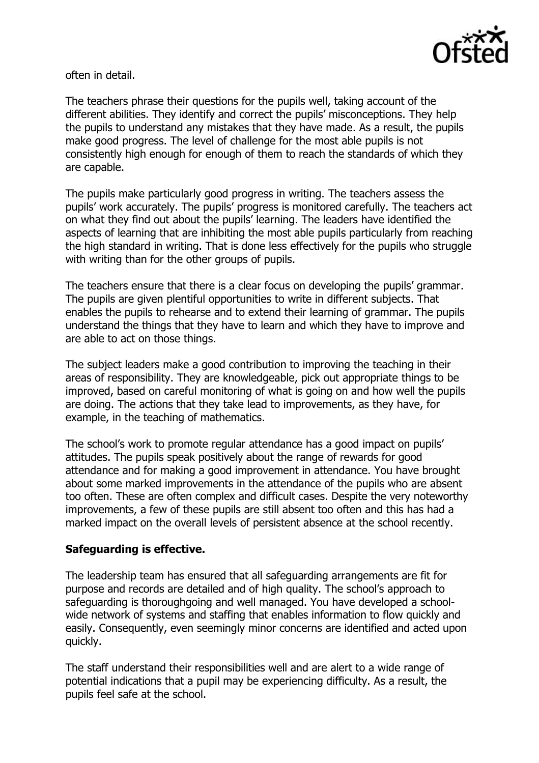often in detail.

The teachers phrase their questions for the pupils well, taking account of the different abilities. They identify and correct the pupils' misconceptions. They help the pupils to understand any mistakes that they have made. As a result, the pupils make good progress. The level of challenge for the most able pupils is not consistently high enough for enough of them to reach the standards of which they are capable.

The pupils make particularly good progress in writing. The teachers assess the pupils' work accurately. The pupils' progress is monitored carefully. The teachers act on what they find out about the pupils' learning. The leaders have identified the aspects of learning that are inhibiting the most able pupils particularly from reaching the high standard in writing. That is done less effectively for the pupils who struggle with writing than for the other groups of pupils.

The teachers ensure that there is a clear focus on developing the pupils' grammar. The pupils are given plentiful opportunities to write in different subjects. That enables the pupils to rehearse and to extend their learning of grammar. The pupils understand the things that they have to learn and which they have to improve and are able to act on those things.

The subject leaders make a good contribution to improving the teaching in their areas of responsibility. They are knowledgeable, pick out appropriate things to be improved, based on careful monitoring of what is going on and how well the pupils are doing. The actions that they take lead to improvements, as they have, for example, in the teaching of mathematics.

The school's work to promote regular attendance has a good impact on pupils' attitudes. The pupils speak positively about the range of rewards for good attendance and for making a good improvement in attendance. You have brought about some marked improvements in the attendance of the pupils who are absent too often. These are often complex and difficult cases. Despite the very noteworthy improvements, a few of these pupils are still absent too often and this has had a marked impact on the overall levels of persistent absence at the school recently.

**Safeguarding is effective.**

The leadership team has ensured that all safeguarding arrangements are fit for purpose and records are detailed and of high quality. The school's approach to safeguarding is thoroughgoing and well managed. You have developed a school-wide network of systems and staffing that enables information to flow quickly and easily. Consequently, even seemingly minor concerns are identified and acted upon quickly.

The staff understand their responsibilities well and are alert to a wide range of potential indications that a pupil may be experiencing difficulty. As a result, the pupils feel safe at the school.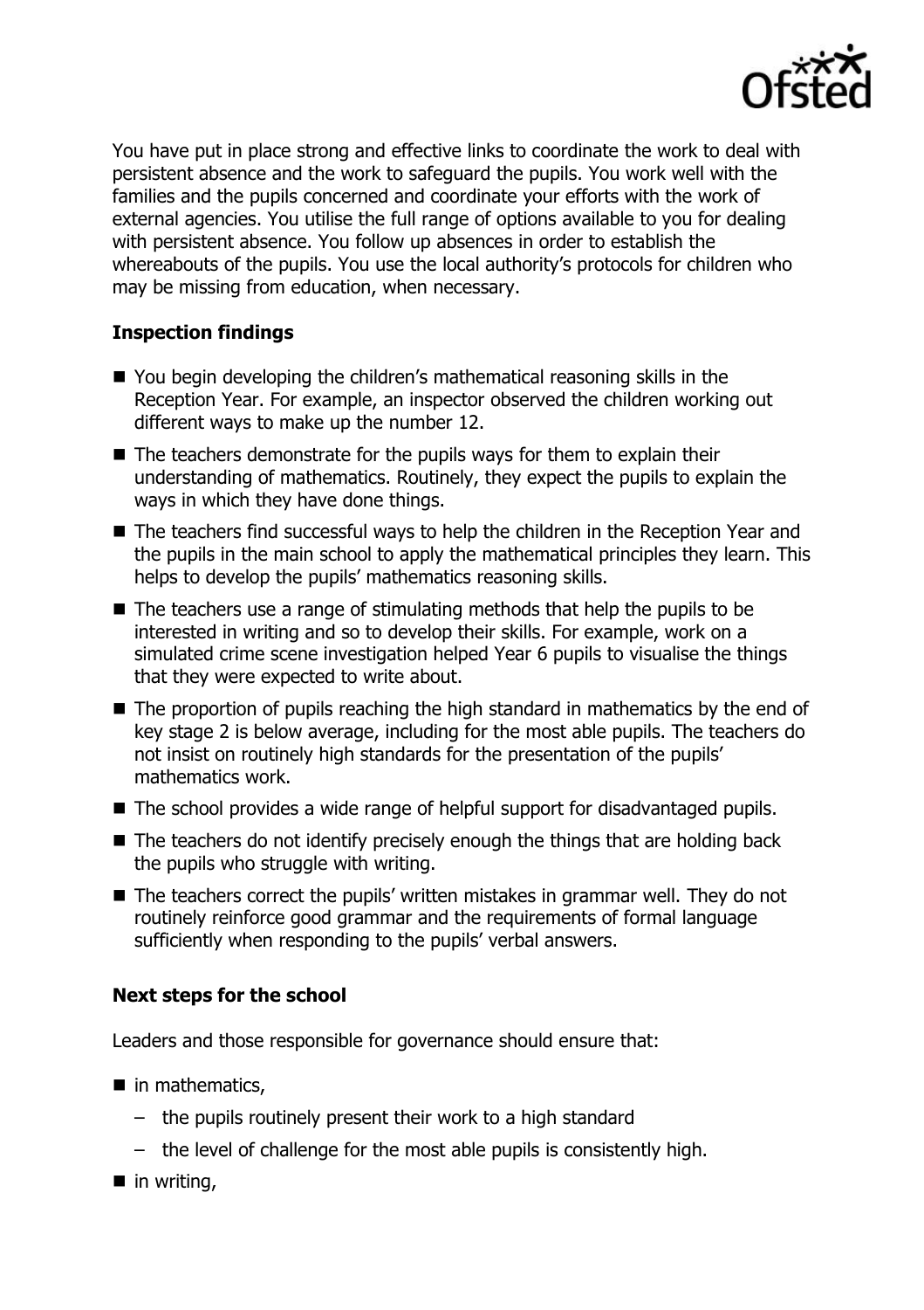You have put in place strong and effective links to coordinate the work to deal with persistent absence and the work to safeguard the pupils. You work well with the families and the pupils concerned and coordinate your efforts with the work of external agencies. You utilise the full range of options available to you for dealing with persistent absence. You follow up absences in order to establish the whereabouts of the pupils. You use the local authority's protocols for children who may be missing from education, when necessary.

## Inspection findings

- You begin developing the children's mathematical reasoning skills in the Reception Year. For example, an inspector observed the children working out different ways to make up the number 12.
- The teachers demonstrate for the pupils ways for them to explain their understanding of mathematics. Routinely, they expect the pupils to explain the ways in which they have done things.
- The teachers find successful ways to help the children in the Reception Year and the pupils in the main school to apply the mathematical principles they learn. This helps to develop the pupils' mathematics reasoning skills.
- The teachers use a range of stimulating methods that help the pupils to be interested in writing and so to develop their skills. For example, work on a simulated crime scene investigation helped Year 6 pupils to visualise the things that they were expected to write about.
- The proportion of pupils reaching the high standard in mathematics by the end of key stage 2 is below average, including for the most able pupils. The teachers do not insist on routinely high standards for the presentation of the pupils' mathematics work.
- The school provides a wide range of helpful support for disadvantaged pupils.
- The teachers do not identify precisely enough the things that are holding back the pupils who struggle with writing.
- The teachers correct the pupils' written mistakes in grammar well. They do not routinely reinforce good grammar and the requirements of formal language sufficiently when responding to the pupils' verbal answers.

## Next steps for the school

Leaders and those responsible for governance should ensure that:

- in mathematics,
  - the pupils routinely present their work to a high standard
  - the level of challenge for the most able pupils is consistently high.
- in writing,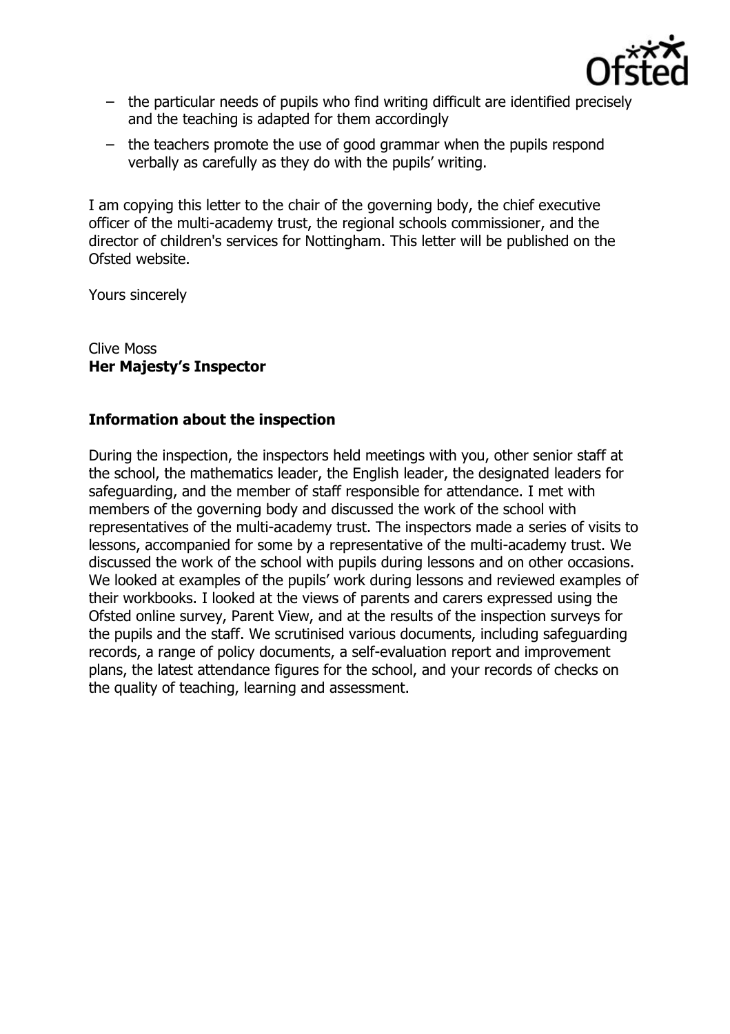- the particular needs of pupils who find writing difficult are identified precisely and the teaching is adapted for them accordingly
- the teachers promote the use of good grammar when the pupils respond verbally as carefully as they do with the pupils' writing.

I am copying this letter to the chair of the governing body, the chief executive officer of the multi-academy trust, the regional schools commissioner, and the director of children's services for Nottingham. This letter will be published on the Ofsted website.

Yours sincerely

Clive Moss
**Her Majesty's Inspector**

## Information about the inspection

During the inspection, the inspectors held meetings with you, other senior staff at the school, the mathematics leader, the English leader, the designated leaders for safeguarding, and the member of staff responsible for attendance. I met with members of the governing body and discussed the work of the school with representatives of the multi-academy trust. The inspectors made a series of visits to lessons, accompanied for some by a representative of the multi-academy trust. We discussed the work of the school with pupils during lessons and on other occasions. We looked at examples of the pupils' work during lessons and reviewed examples of their workbooks. I looked at the views of parents and carers expressed using the Ofsted online survey, Parent View, and at the results of the inspection surveys for the pupils and the staff. We scrutinised various documents, including safeguarding records, a range of policy documents, a self-evaluation report and improvement plans, the latest attendance figures for the school, and your records of checks on the quality of teaching, learning and assessment.